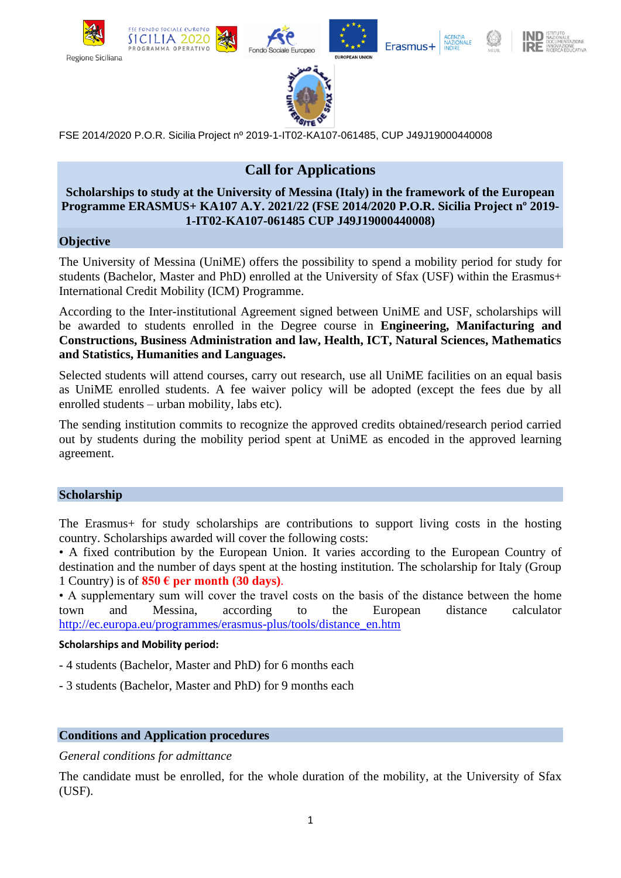FSE 2014/2020 P.O.R. Sicilia Project nº 2019-1-IT02-KA107-061485, CUP J49J19000440008

# Call for Applications

**Scholarships to study at the University of Messina (Italy) in the framework of the European Programme ERASMUS+ KA107 A.Y. 2021/22 (FSE 2014/2020 P.O.R. Sicilia Project nº 2019-1-IT02-KA107-061485 CUP J49J19000440008)**

## Objective

The University of Messina (UniME) offers the possibility to spend a mobility period for study for students (Bachelor, Master and PhD) enrolled at the University of Sfax (USF) within the Erasmus+ International Credit Mobility (ICM) Programme.

According to the Inter-institutional Agreement signed between UniME and USF, scholarships will be awarded to students enrolled in the Degree course in **Engineering, Manifacturing and Constructions, Business Administration and law, Health, ICT, Natural Sciences, Mathematics and Statistics, Humanities and Languages.**

Selected students will attend courses, carry out research, use all UniME facilities on an equal basis as UniME enrolled students. A fee waiver policy will be adopted (except the fees due by all enrolled students – urban mobility, labs etc).

The sending institution commits to recognize the approved credits obtained/research period carried out by students during the mobility period spent at UniME as encoded in the approved learning agreement.

## Scholarship

The Erasmus+ for study scholarships are contributions to support living costs in the hosting country. Scholarships awarded will cover the following costs:

• A fixed contribution by the European Union. It varies according to the European Country of destination and the number of days spent at the hosting institution. The scholarship for Italy (Group 1 Country) is of **850 € per month (30 days)**.

• A supplementary sum will cover the travel costs on the basis of the distance between the home town and Messina, according to the European distance calculator http://ec.europa.eu/programmes/erasmus-plus/tools/distance_en.htm

**Scholarships and Mobility period:**

- 4 students (Bachelor, Master and PhD) for 6 months each
- 3 students (Bachelor, Master and PhD) for 9 months each

## Conditions and Application procedures

*General conditions for admittance*

The candidate must be enrolled, for the whole duration of the mobility, at the University of Sfax (USF).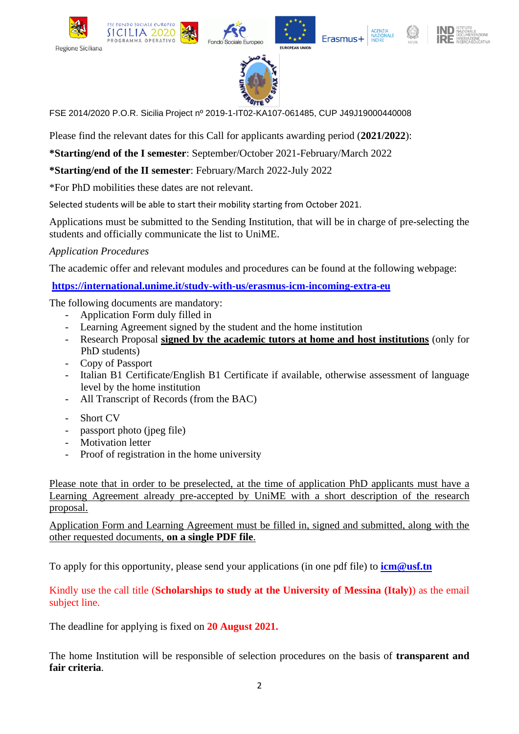FSE 2014/2020 P.O.R. Sicilia Project nº 2019-1-IT02-KA107-061485, CUP J49J19000440008

Please find the relevant dates for this Call for applicants awarding period (**2021/2022**):

***Starting/end of the I semester**: September/October 2021-February/March 2022

***Starting/end of the II semester**: February/March 2022-July 2022

*For PhD mobilities these dates are not relevant.

Selected students will be able to start their mobility starting from October 2021.

Applications must be submitted to the Sending Institution, that will be in charge of pre-selecting the students and officially communicate the list to UniME.

*Application Procedures*

The academic offer and relevant modules and procedures can be found at the following webpage:

**https://international.unime.it/study-with-us/erasmus-icm-incoming-extra-eu**

The following documents are mandatory:

- Application Form duly filled in
- Learning Agreement signed by the student and the home institution
- Research Proposal **signed by the academic tutors at home and host institutions** (only for PhD students)
- Copy of Passport
- Italian B1 Certificate/English B1 Certificate if available, otherwise assessment of language level by the home institution
- All Transcript of Records (from the BAC)
- Short CV
- passport photo (jpeg file)
- Motivation letter
- Proof of registration in the home university

Please note that in order to be preselected, at the time of application PhD applicants must have a Learning Agreement already pre-accepted by UniME with a short description of the research proposal.

Application Form and Learning Agreement must be filled in, signed and submitted, along with the other requested documents, **on a single PDF file**.

To apply for this opportunity, please send your applications (in one pdf file) to **icm@usf.tn**

Kindly use the call title (**Scholarships to study at the University of Messina (Italy)**) as the email subject line.

The deadline for applying is fixed on **20 August 2021.**

The home Institution will be responsible of selection procedures on the basis of **transparent and fair criteria**.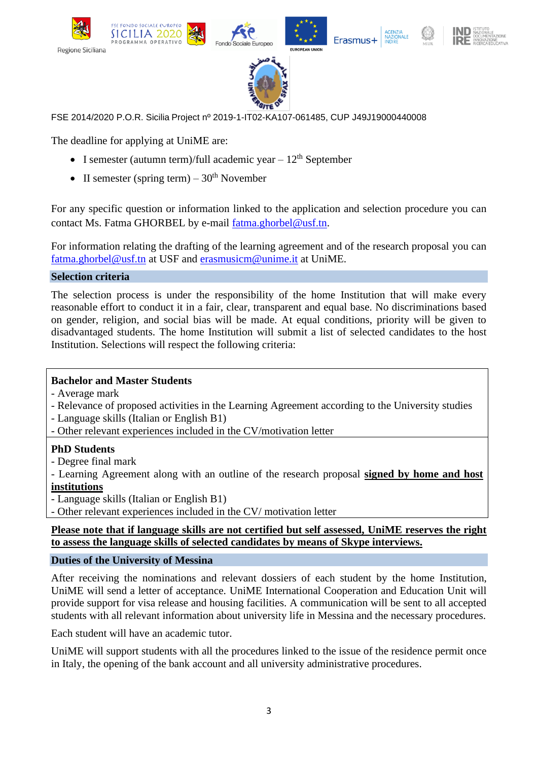FSE 2014/2020 P.O.R. Sicilia Project nº 2019-1-IT02-KA107-061485, CUP J49J19000440008

The deadline for applying at UniME are:

- I semester (autumn term)/full academic year – 12th September
- II semester (spring term) – 30th November

For any specific question or information linked to the application and selection procedure you can contact Ms. Fatma GHORBEL by e-mail fatma.ghorbel@usf.tn.

For information relating the drafting of the learning agreement and of the research proposal you can fatma.ghorbel@usf.tn at USF and erasmusicm@unime.it at UniME.

## Selection criteria

The selection process is under the responsibility of the home Institution that will make every reasonable effort to conduct it in a fair, clear, transparent and equal base. No discriminations based on gender, religion, and social bias will be made. At equal conditions, priority will be given to disadvantaged students. The home Institution will submit a list of selected candidates to the host Institution. Selections will respect the following criteria:

**Bachelor and Master Students**
- Average mark
- Relevance of proposed activities in the Learning Agreement according to the University studies
- Language skills (Italian or English B1)
- Other relevant experiences included in the CV/motivation letter

**PhD Students**
- Degree final mark
- Learning Agreement along with an outline of the research proposal **signed by home and host institutions**
- Language skills (Italian or English B1)
- Other relevant experiences included in the CV/ motivation letter

**Please note that if language skills are not certified but self assessed, UniME reserves the right to assess the language skills of selected candidates by means of Skype interviews.**

## Duties of the University of Messina

After receiving the nominations and relevant dossiers of each student by the home Institution, UniME will send a letter of acceptance. UniME International Cooperation and Education Unit will provide support for visa release and housing facilities. A communication will be sent to all accepted students with all relevant information about university life in Messina and the necessary procedures.

Each student will have an academic tutor.

UniME will support students with all the procedures linked to the issue of the residence permit once in Italy, the opening of the bank account and all university administrative procedures.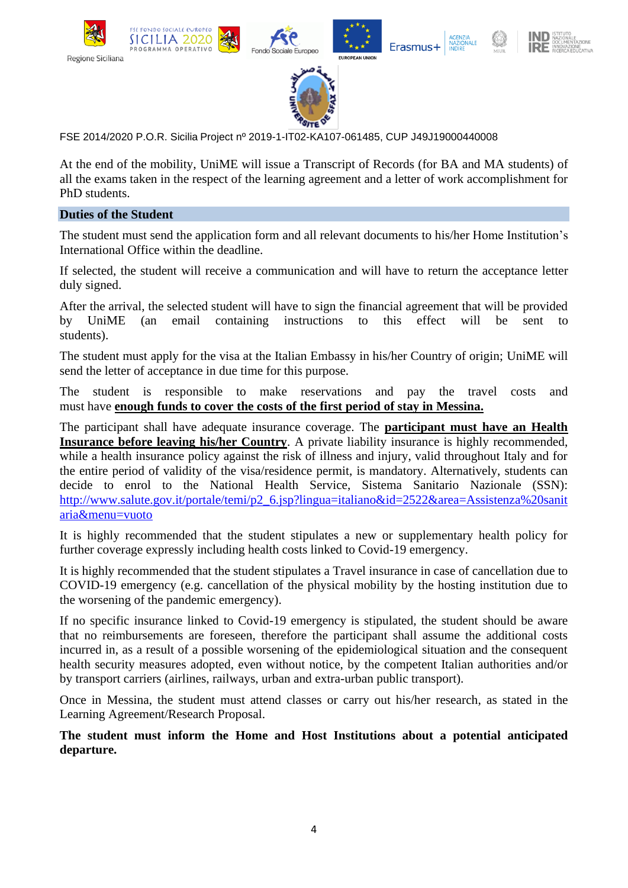At the end of the mobility, UniME will issue a Transcript of Records (for BA and MA students) of all the exams taken in the respect of the learning agreement and a letter of work accomplishment for PhD students.

## Duties of the Student

The student must send the application form and all relevant documents to his/her Home Institution's International Office within the deadline.

If selected, the student will receive a communication and will have to return the acceptance letter duly signed.

After the arrival, the selected student will have to sign the financial agreement that will be provided by UniME (an email containing instructions to this effect will be sent to students).

The student must apply for the visa at the Italian Embassy in his/her Country of origin; UniME will send the letter of acceptance in due time for this purpose.

The student is responsible to make reservations and pay the travel costs and must have **enough funds to cover the costs of the first period of stay in Messina.**

The participant shall have adequate insurance coverage. The **participant must have an Health Insurance before leaving his/her Country**. A private liability insurance is highly recommended, while a health insurance policy against the risk of illness and injury, valid throughout Italy and for the entire period of validity of the visa/residence permit, is mandatory. Alternatively, students can decide to enrol to the National Health Service, Sistema Sanitario Nazionale (SSN): http://www.salute.gov.it/portale/temi/p2_6.jsp?lingua=italiano&id=2522&area=Assistenza%20sanitaria&menu=vuoto

It is highly recommended that the student stipulates a new or supplementary health policy for further coverage expressly including health costs linked to Covid-19 emergency.

It is highly recommended that the student stipulates a Travel insurance in case of cancellation due to COVID-19 emergency (e.g. cancellation of the physical mobility by the hosting institution due to the worsening of the pandemic emergency).

If no specific insurance linked to Covid-19 emergency is stipulated, the student should be aware that no reimbursements are foreseen, therefore the participant shall assume the additional costs incurred in, as a result of a possible worsening of the epidemiological situation and the consequent health security measures adopted, even without notice, by the competent Italian authorities and/or by transport carriers (airlines, railways, urban and extra-urban public transport).

Once in Messina, the student must attend classes or carry out his/her research, as stated in the Learning Agreement/Research Proposal.

**The student must inform the Home and Host Institutions about a potential anticipated departure.**